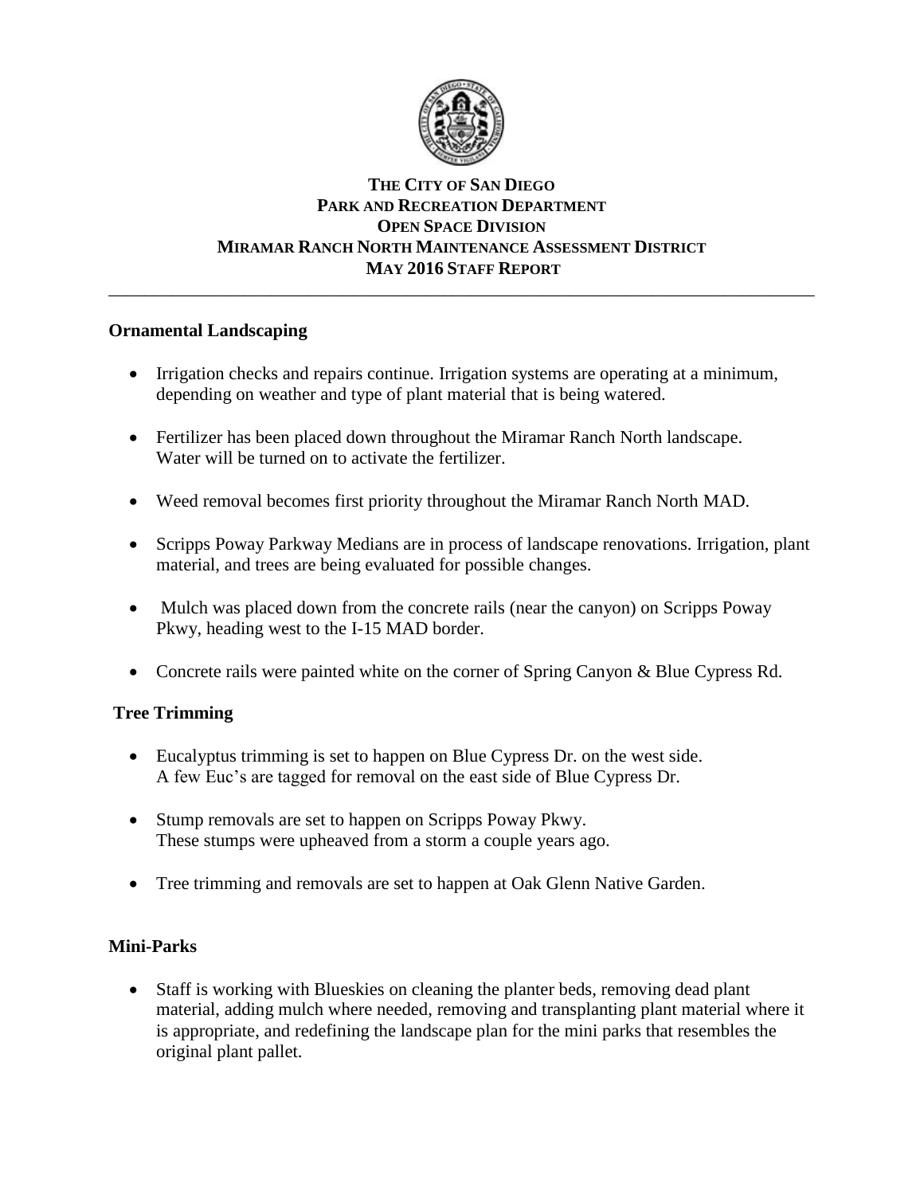# THE CITY OF SAN DIEGO
# PARK AND RECREATION DEPARTMENT
# OPEN SPACE DIVISION
# MIRAMAR RANCH NORTH MAINTENANCE ASSESSMENT DISTRICT
# MAY 2016 STAFF REPORT

---

## Ornamental Landscaping

- Irrigation checks and repairs continue. Irrigation systems are operating at a minimum, depending on weather and type of plant material that is being watered.
- Fertilizer has been placed down throughout the Miramar Ranch North landscape. Water will be turned on to activate the fertilizer.
- Weed removal becomes first priority throughout the Miramar Ranch North MAD.
- Scripps Poway Parkway Medians are in process of landscape renovations. Irrigation, plant material, and trees are being evaluated for possible changes.
- Mulch was placed down from the concrete rails (near the canyon) on Scripps Poway Pkwy, heading west to the I-15 MAD border.
- Concrete rails were painted white on the corner of Spring Canyon & Blue Cypress Rd.

## Tree Trimming

- Eucalyptus trimming is set to happen on Blue Cypress Dr. on the west side. A few Euc's are tagged for removal on the east side of Blue Cypress Dr.
- Stump removals are set to happen on Scripps Poway Pkwy. These stumps were upheaved from a storm a couple years ago.
- Tree trimming and removals are set to happen at Oak Glenn Native Garden.

## Mini-Parks

- Staff is working with Blueskies on cleaning the planter beds, removing dead plant material, adding mulch where needed, removing and transplanting plant material where it is appropriate, and redefining the landscape plan for the mini parks that resembles the original plant pallet.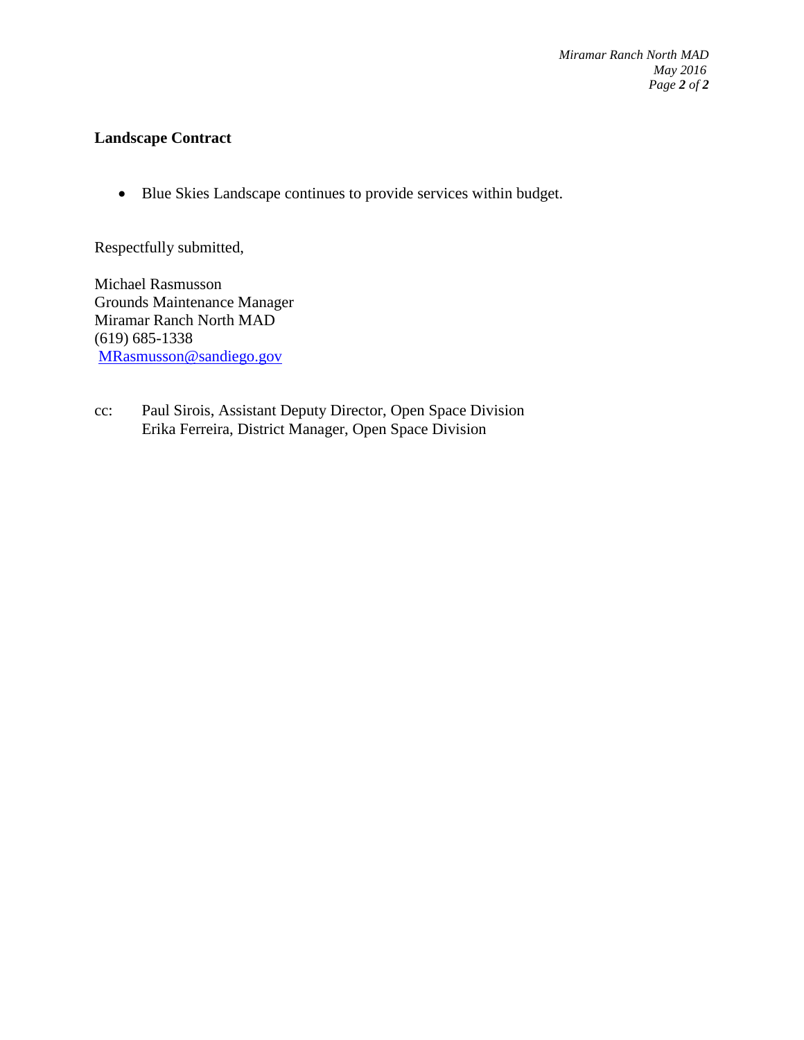**Landscape Contract**

- Blue Skies Landscape continues to provide services within budget.

Respectfully submitted,

Michael Rasmusson
Grounds Maintenance Manager
Miramar Ranch North MAD
(619) 685-1338
MRasmusson@sandiego.gov

cc: Paul Sirois, Assistant Deputy Director, Open Space Division
Erika Ferreira, District Manager, Open Space Division